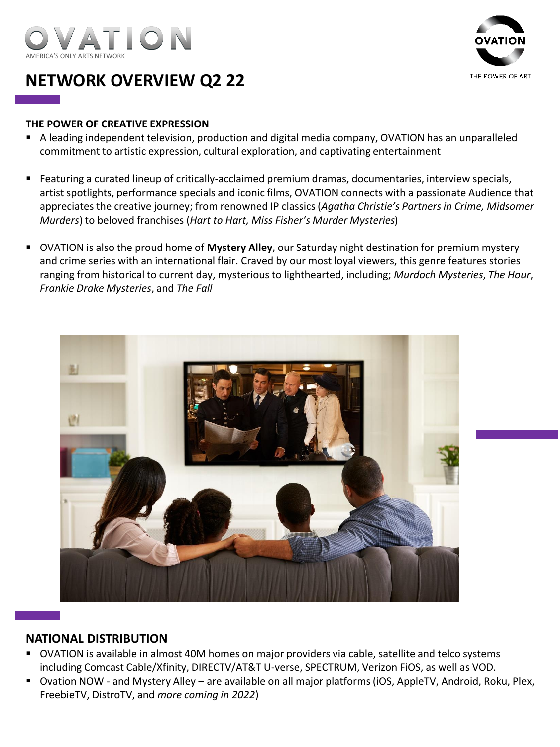# OVATION

AMERICA'S ONLY ARTS NETWORK

THE POWER OF ART

# NETWORK OVERVIEW Q2 22

### THE POWER OF CREATIVE EXPRESSION

- A leading independent television, production and digital media company, OVATION has an unparalleled commitment to artistic expression, cultural exploration, and captivating entertainment
- Featuring a curated lineup of critically-acclaimed premium dramas, documentaries, interview specials, artist spotlights, performance specials and iconic films, OVATION connects with a passionate Audience that appreciates the creative journey; from renowned IP classics (*Agatha Christie's Partners in Crime, Midsomer Murders*) to beloved franchises (*Hart to Hart, Miss Fisher's Murder Mysteries*)
- OVATION is also the proud home of **Mystery Alley**, our Saturday night destination for premium mystery and crime series with an international flair. Craved by our most loyal viewers, this genre features stories ranging from historical to current day, mysterious to lighthearted, including; *Murdoch Mysteries*, *The Hour*, *Frankie Drake Mysteries*, and *The Fall*

## NATIONAL DISTRIBUTION

- OVATION is available in almost 40M homes on major providers via cable, satellite and telco systems including Comcast Cable/Xfinity, DIRECTV/AT&T U-verse, SPECTRUM, Verizon FiOS, as well as VOD.
- Ovation NOW - and Mystery Alley – are available on all major platforms (iOS, AppleTV, Android, Roku, Plex, FreebieTV, DistroTV, and *more coming in 2022*)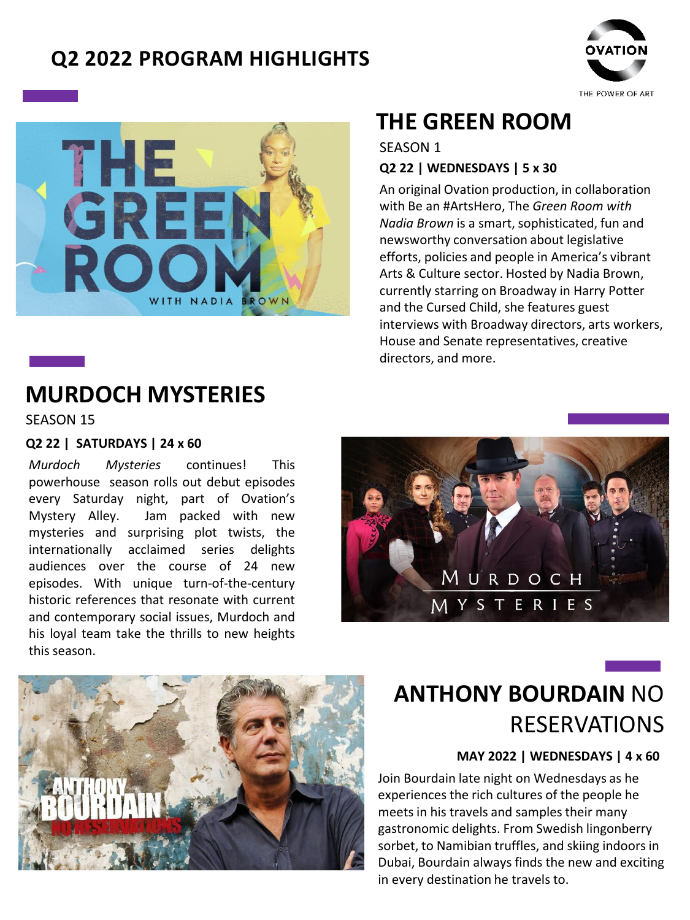# Q2 2022 PROGRAM HIGHLIGHTS

## THE GREEN ROOM

SEASON 1

**Q2 22 | WEDNESDAYS | 5 x 30**

An original Ovation production, in collaboration with Be an #ArtsHero, The *Green Room with Nadia Brown* is a smart, sophisticated, fun and newsworthy conversation about legislative efforts, policies and people in America's vibrant Arts & Culture sector. Hosted by Nadia Brown, currently starring on Broadway in Harry Potter and the Cursed Child, she features guest interviews with Broadway directors, arts workers, House and Senate representatives, creative directors, and more.

## MURDOCH MYSTERIES

SEASON 15

**Q2 22 | SATURDAYS | 24 x 60**

*Murdoch Mysteries* continues! This powerhouse season rolls out debut episodes every Saturday night, part of Ovation's Mystery Alley. Jam packed with new mysteries and surprising plot twists, the internationally acclaimed series delights audiences over the course of 24 new episodes. With unique turn-of-the-century historic references that resonate with current and contemporary social issues, Murdoch and his loyal team take the thrills to new heights this season.

## **ANTHONY BOURDAIN** NO RESERVATIONS

**MAY 2022 | WEDNESDAYS | 4 x 60**

Join Bourdain late night on Wednesdays as he experiences the rich cultures of the people he meets in his travels and samples their many gastronomic delights. From Swedish lingonberry sorbet, to Namibian truffles, and skiing indoors in Dubai, Bourdain always finds the new and exciting in every destination he travels to.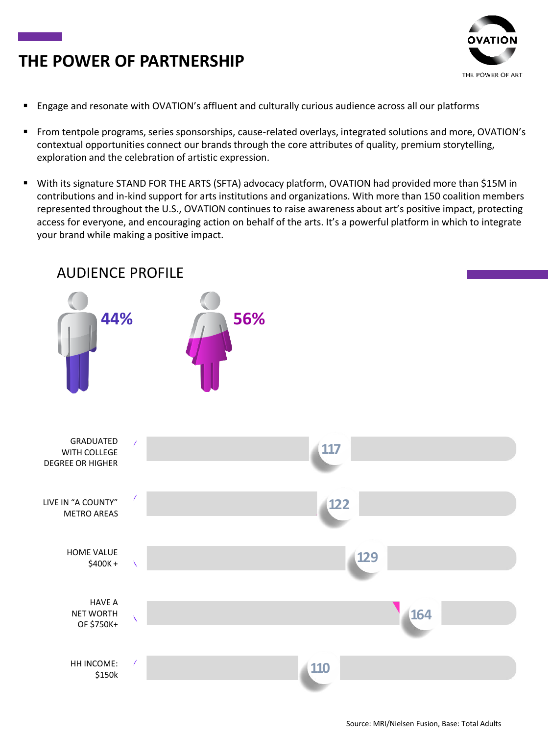# THE POWER OF PARTNERSHIP

- Engage and resonate with OVATION's affluent and culturally curious audience across all our platforms
- From tentpole programs, series sponsorships, cause-related overlays, integrated solutions and more, OVATION's contextual opportunities connect our brands through the core attributes of quality, premium storytelling, exploration and the celebration of artistic expression.
- With its signature STAND FOR THE ARTS (SFTA) advocacy platform, OVATION had provided more than $15M in contributions and in-kind support for arts institutions and organizations. With more than 150 coalition members represented throughout the U.S., OVATION continues to raise awareness about art's positive impact, protecting access for everyone, and encouraging action on behalf of the arts. It's a powerful platform in which to integrate your brand while making a positive impact.

## AUDIENCE PROFILE

44% (Male) | 56% (Female)

| Attribute | Index |
|---|---|
| GRADUATED WITH COLLEGE DEGREE OR HIGHER | 117 |
| LIVE IN "A COUNTY" METRO AREAS | 122 |
| HOME VALUE $400K + | 129 |
| HAVE A NET WORTH OF $750K+ | 164 |
| HH INCOME: $150k | 110 |

Source: MRI/Nielsen Fusion, Base: Total Adults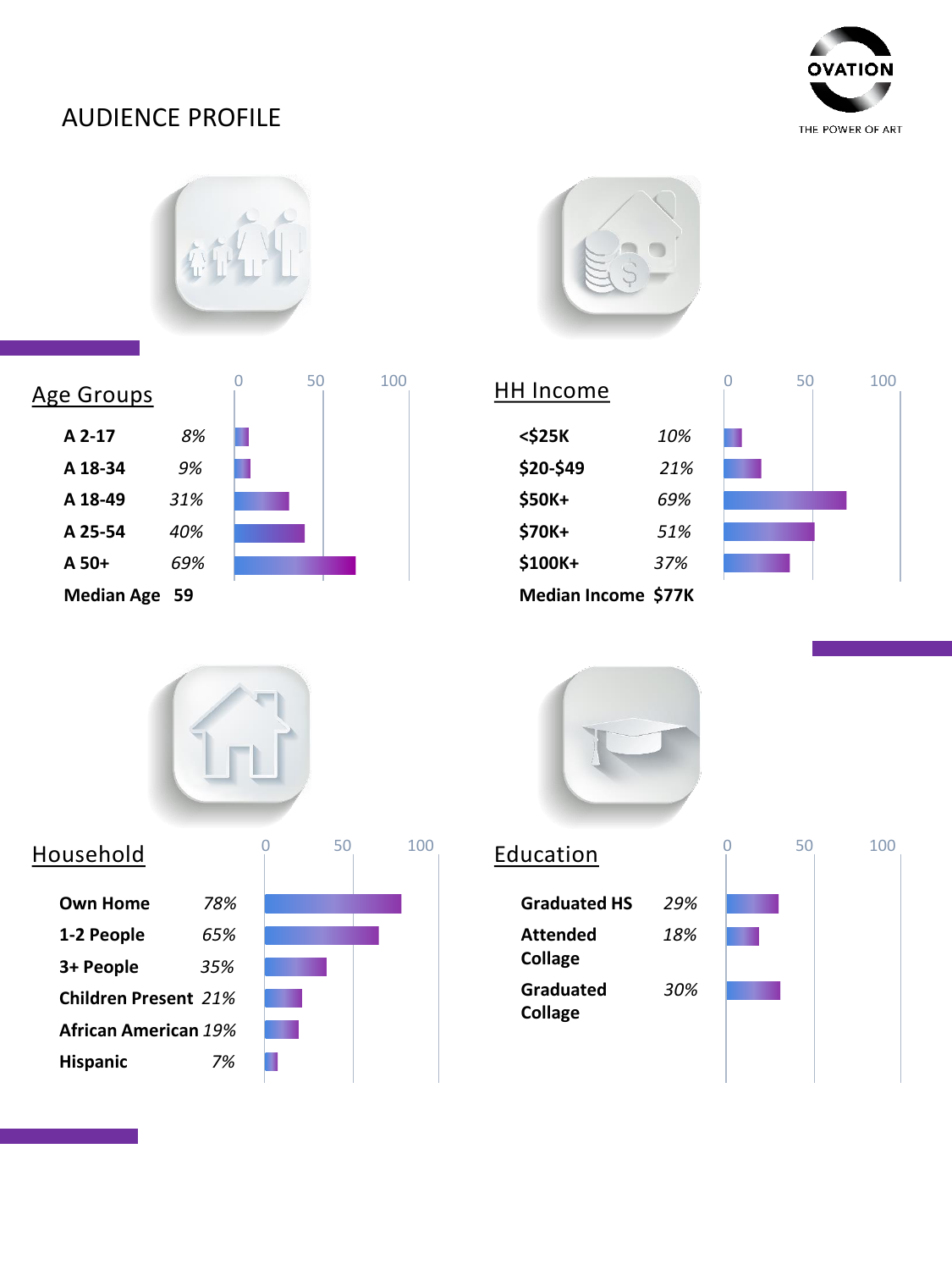# AUDIENCE PROFILE

OVATION

THE POWER OF ART

## Age Groups

0 50 100

**A 2-17** *8%*

**A 18-34** *9%*

**A 18-49** *31%*

**A 25-54** *40%*

**A 50+** *69%*

**Median Age 59**

## HH Income

0 50 100

**<$25K** *10%*

**$20-$49** *21%*

**$50K+** *69%*

**$70K+** *51%*

**$100K+** *37%*

**Median Income $77K**

## Household

0 50 100

**Own Home** *78%*

**1-2 People** *65%*

**3+ People** *35%*

**Children Present** *21%*

**African American** *19%*

**Hispanic** *7%*

## Education

0 50 100

**Graduated HS** *29%*

**Attended Collage** *18%*

**Graduated Collage** *30%*